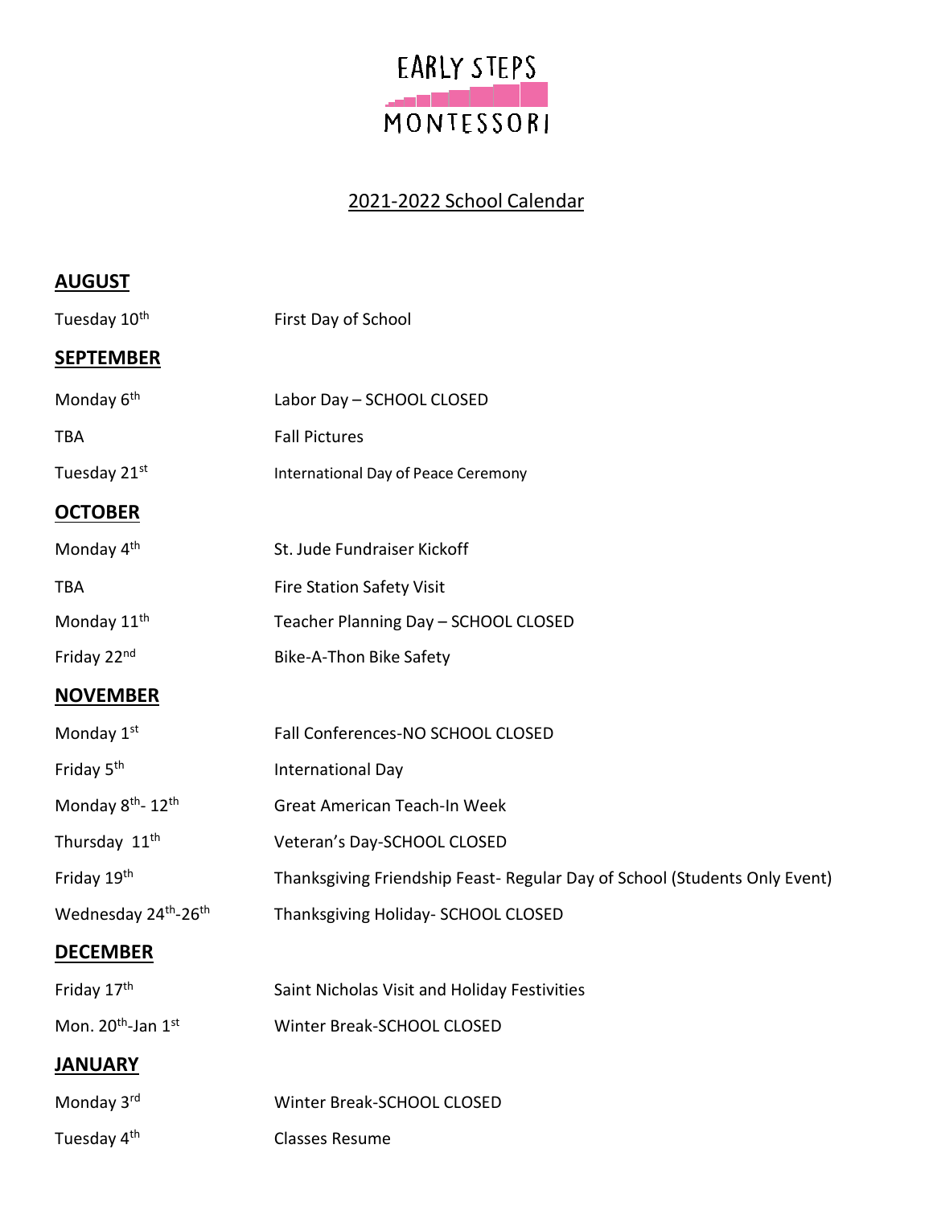# EARLY STEPS MONTESSORI

## 2021-2022 School Calendar

### AUGUST

| | |
|---|---|
| Tuesday 10th | First Day of School |

### SEPTEMBER

| | |
|---|---|
| Monday 6th | Labor Day – SCHOOL CLOSED |
| TBA | Fall Pictures |
| Tuesday 21st | International Day of Peace Ceremony |

### OCTOBER

| | |
|---|---|
| Monday 4th | St. Jude Fundraiser Kickoff |
| TBA | Fire Station Safety Visit |
| Monday 11th | Teacher Planning Day – SCHOOL CLOSED |
| Friday 22nd | Bike-A-Thon Bike Safety |

### NOVEMBER

| | |
|---|---|
| Monday 1st | Fall Conferences-NO SCHOOL CLOSED |
| Friday 5th | International Day |
| Monday 8th- 12th | Great American Teach-In Week |
| Thursday 11th | Veteran's Day-SCHOOL CLOSED |
| Friday 19th | Thanksgiving Friendship Feast- Regular Day of School (Students Only Event) |
| Wednesday 24th-26th | Thanksgiving Holiday- SCHOOL CLOSED |

### DECEMBER

| | |
|---|---|
| Friday 17th | Saint Nicholas Visit and Holiday Festivities |
| Mon. 20th-Jan 1st | Winter Break-SCHOOL CLOSED |

### JANUARY

| | |
|---|---|
| Monday 3rd | Winter Break-SCHOOL CLOSED |
| Tuesday 4th | Classes Resume |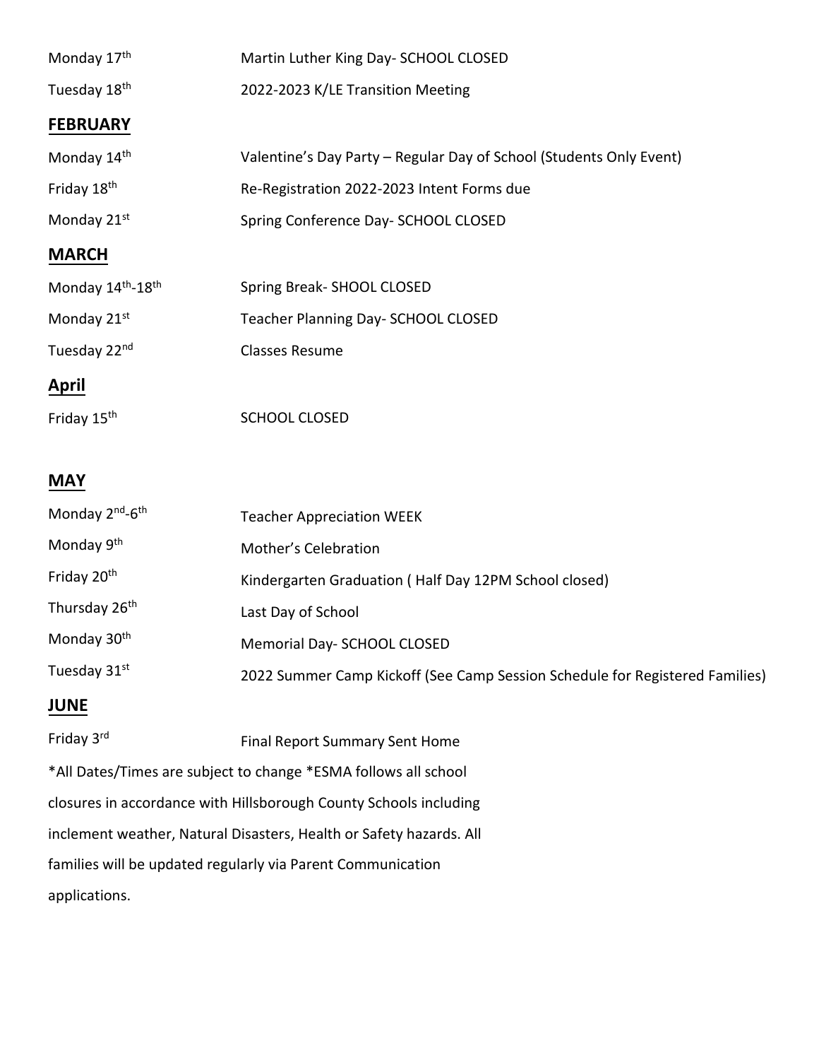| | |
|---|---|
| Monday 17th | Martin Luther King Day- SCHOOL CLOSED |
| Tuesday 18th | 2022-2023 K/LE Transition Meeting |

## FEBRUARY

| | |
|---|---|
| Monday 14th | Valentine's Day Party – Regular Day of School (Students Only Event) |
| Friday 18th | Re-Registration 2022-2023 Intent Forms due |
| Monday 21st | Spring Conference Day- SCHOOL CLOSED |

## MARCH

| | |
|---|---|
| Monday 14th-18th | Spring Break- SHOOL CLOSED |
| Monday 21st | Teacher Planning Day- SCHOOL CLOSED |
| Tuesday 22nd | Classes Resume |

## April

| | |
|---|---|
| Friday 15th | SCHOOL CLOSED |

## MAY

| | |
|---|---|
| Monday 2nd-6th | Teacher Appreciation WEEK |
| Monday 9th | Mother's Celebration |
| Friday 20th | Kindergarten Graduation ( Half Day 12PM School closed) |
| Thursday 26th | Last Day of School |
| Monday 30th | Memorial Day- SCHOOL CLOSED |
| Tuesday 31st | 2022 Summer Camp Kickoff (See Camp Session Schedule for Registered Families) |

## JUNE

| | |
|---|---|
| Friday 3rd | Final Report Summary Sent Home |

*All Dates/Times are subject to change *ESMA follows all school closures in accordance with Hillsborough County Schools including inclement weather, Natural Disasters, Health or Safety hazards. All families will be updated regularly via Parent Communication applications.